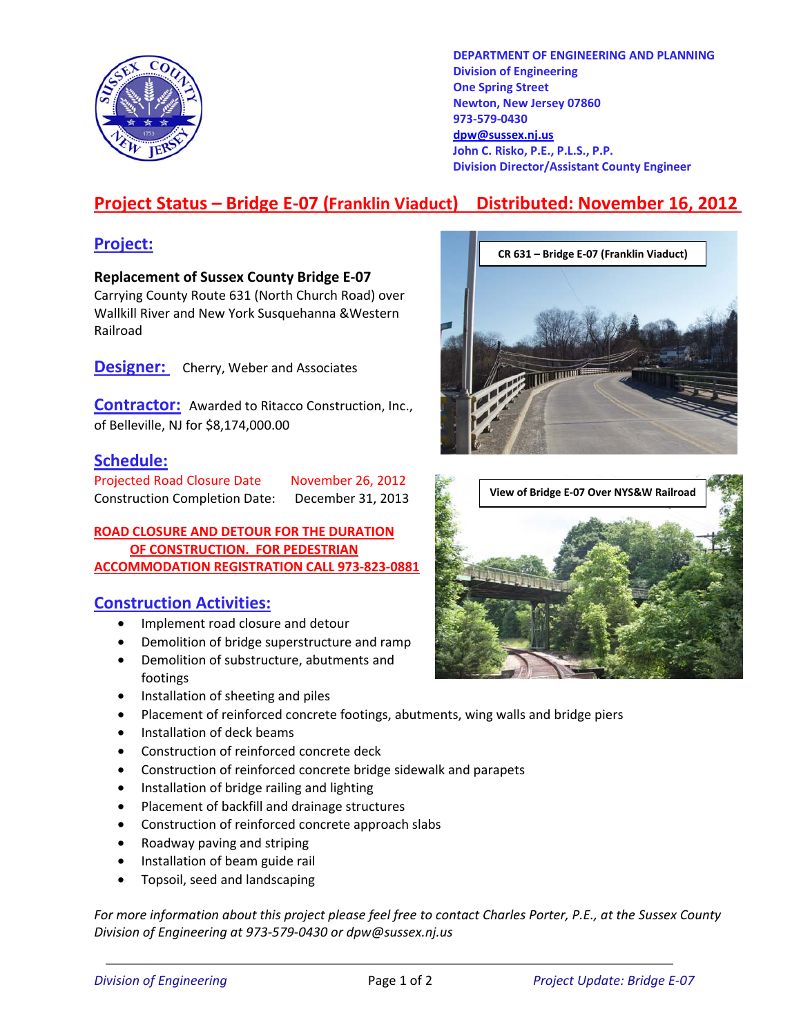DEPARTMENT OF ENGINEERING AND PLANNING
Division of Engineering
One Spring Street
Newton, New Jersey 07860
973-579-0430
dpw@sussex.nj.us
John C. Risko, P.E., P.L.S., P.P.
Division Director/Assistant County Engineer

# Project Status – Bridge E-07 (Franklin Viaduct) Distributed: November 16, 2012

## Project:

**Replacement of Sussex County Bridge E-07**
Carrying County Route 631 (North Church Road) over Wallkill River and New York Susquehanna &Western Railroad

CR 631 – Bridge E-07 (Franklin Viaduct)

View of Bridge E-07 Over NYS&W Railroad

## Designer: Cherry, Weber and Associates

## Contractor: Awarded to Ritacco Construction, Inc., of Belleville, NJ for $8,174,000.00

## Schedule:

| | |
|---|---|
| Projected Road Closure Date | November 26, 2012 |
| Construction Completion Date: | December 31, 2013 |

**ROAD CLOSURE AND DETOUR FOR THE DURATION OF CONSTRUCTION. FOR PEDESTRIAN ACCOMMODATION REGISTRATION CALL 973-823-0881**

## Construction Activities:

- Implement road closure and detour
- Demolition of bridge superstructure and ramp
- Demolition of substructure, abutments and footings
- Installation of sheeting and piles
- Placement of reinforced concrete footings, abutments, wing walls and bridge piers
- Installation of deck beams
- Construction of reinforced concrete deck
- Construction of reinforced concrete bridge sidewalk and parapets
- Installation of bridge railing and lighting
- Placement of backfill and drainage structures
- Construction of reinforced concrete approach slabs
- Roadway paving and striping
- Installation of beam guide rail
- Topsoil, seed and landscaping

*For more information about this project please feel free to contact Charles Porter, P.E., at the Sussex County Division of Engineering at 973-579-0430 or dpw@sussex.nj.us*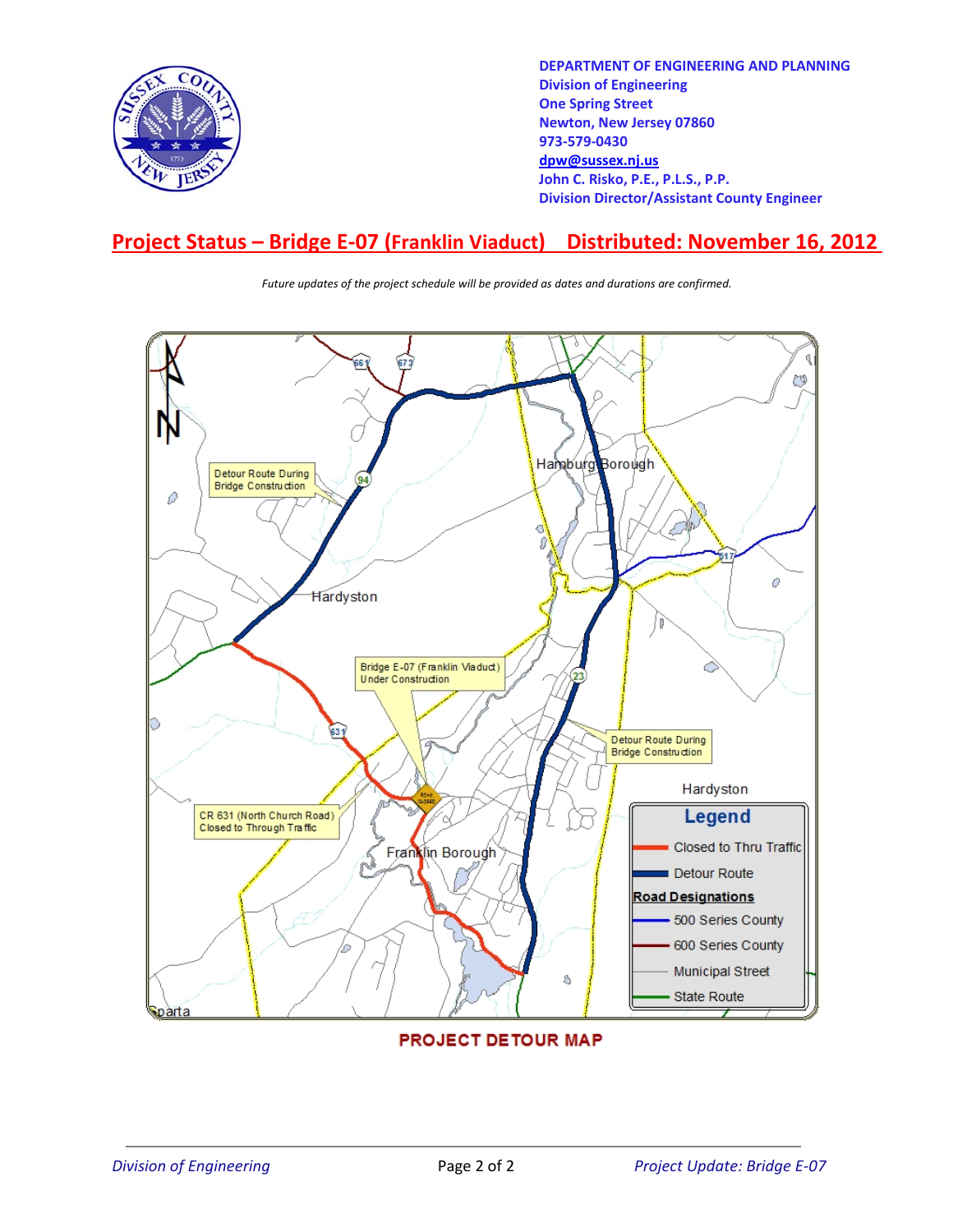DEPARTMENT OF ENGINEERING AND PLANNING
Division of Engineering
One Spring Street
Newton, New Jersey 07860
973-579-0430
dpw@sussex.nj.us
John C. Risko, P.E., P.L.S., P.P.
Division Director/Assistant County Engineer

## Project Status – Bridge E-07 (Franklin Viaduct)    Distributed: November 16, 2012

*Future updates of the project schedule will be provided as dates and durations are confirmed.*

Detour Route During Bridge Construction

Bridge E-07 (Franklin Viaduct) Under Construction

Detour Route During Bridge Construction

CR 631 (North Church Road) Closed to Through Traffic

Hamburg Borough

Hardyston

Hardyston

Franklin Borough

Sparta

661

673

94

517

23

631

Legend

Closed to Thru Traffic

Detour Route

Road Designations

500 Series County

600 Series County

Municipal Street

State Route

**PROJECT DETOUR MAP**